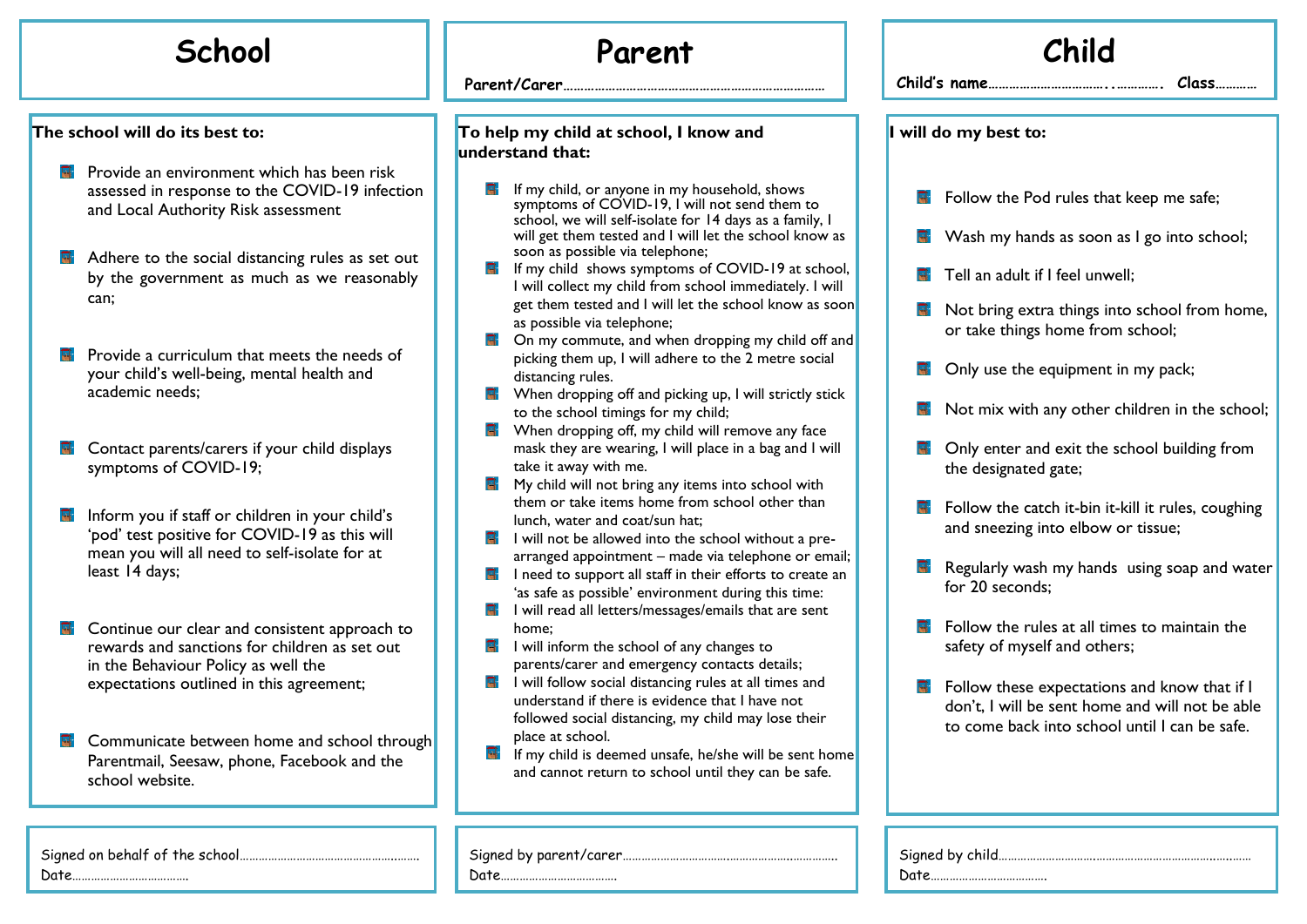# School

**The school will do its best to:**

- Provide an environment which has been risk assessed in response to the COVID-19 infection and Local Authority Risk assessment
- Adhere to the social distancing rules as set out by the government as much as we reasonably can;
- Provide a curriculum that meets the needs of your child's well-being, mental health and academic needs;
- Contact parents/carers if your child displays symptoms of COVID-19;
- Inform you if staff or children in your child's 'pod' test positive for COVID-19 as this will mean you will all need to self-isolate for at least 14 days;
- Continue our clear and consistent approach to rewards and sanctions for children as set out in the Behaviour Policy as well the expectations outlined in this agreement;
- Communicate between home and school through Parentmail, Seesaw, phone, Facebook and the school website.

Signed on behalf of the school……………………………………………….

Date……………………………

# Parent

**Parent/Carer**………………………………………………………………

**To help my child at school, I know and understand that:**

- If my child, or anyone in my household, shows symptoms of COVID-19, I will not send them to school, we will self-isolate for 14 days as a family, I will get them tested and I will let the school know as soon as possible via telephone;
- If my child shows symptoms of COVID-19 at school, I will collect my child from school immediately. I will get them tested and I will let the school know as soon as possible via telephone;
- On my commute, and when dropping my child off and picking them up, I will adhere to the 2 metre social distancing rules.
- When dropping off and picking up, I will strictly stick to the school timings for my child;
- When dropping off, my child will remove any face mask they are wearing, I will place in a bag and I will take it away with me.
- My child will not bring any items into school with them or take items home from school other than lunch, water and coat/sun hat;
- I will not be allowed into the school without a pre-arranged appointment – made via telephone or email;
- I need to support all staff in their efforts to create an 'as safe as possible' environment during this time:
- I will read all letters/messages/emails that are sent home;
- I will inform the school of any changes to parents/carer and emergency contacts details;
- I will follow social distancing rules at all times and understand if there is evidence that I have not followed social distancing, my child may lose their place at school.
- If my child is deemed unsafe, he/she will be sent home and cannot return to school until they can be safe.

Signed by parent/carer…………………………………………………………

Date……………………………

# Child

**Child's name**………………………….…………. **Class**…………

**I will do my best to:**

- Follow the Pod rules that keep me safe;
- Wash my hands as soon as I go into school;
- Tell an adult if I feel unwell;
- Not bring extra things into school from home, or take things home from school;
- Only use the equipment in my pack;
- Not mix with any other children in the school;
- Only enter and exit the school building from the designated gate;
- Follow the catch it-bin it-kill it rules, coughing and sneezing into elbow or tissue;
- Regularly wash my hands using soap and water for 20 seconds;
- Follow the rules at all times to maintain the safety of myself and others;
- Follow these expectations and know that if I don't, I will be sent home and will not be able to come back into school until I can be safe.

Signed by child………………………………………………………………

Date……………………………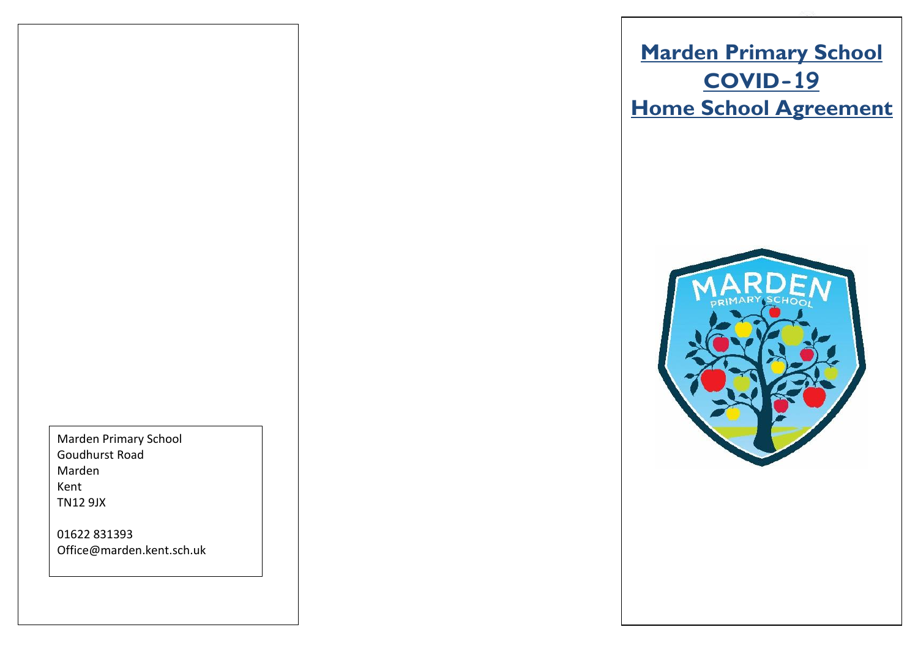Marden Primary School
Goudhurst Road
Marden
Kent
TN12 9JX

01622 831393
Office@marden.kent.sch.uk

# Marden Primary School COVID-19 Home School Agreement

MARDEN PRIMARY SCHOOL